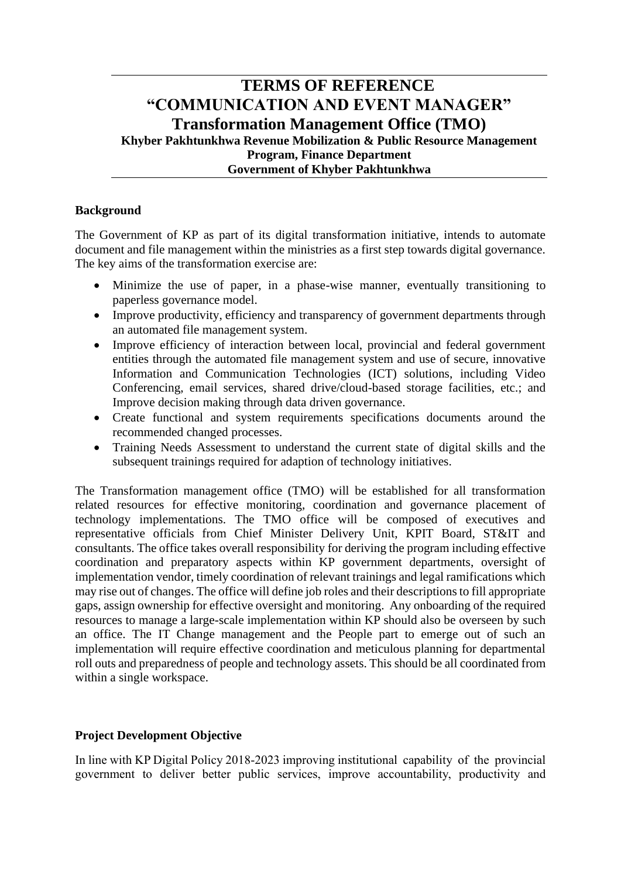# TERMS OF REFERENCE
# "COMMUNICATION AND EVENT MANAGER"
## Transformation Management Office (TMO)
### Khyber Pakhtunkhwa Revenue Mobilization & Public Resource Management Program, Finance Department
### Government of Khyber Pakhtunkhwa

**Background**

The Government of KP as part of its digital transformation initiative, intends to automate document and file management within the ministries as a first step towards digital governance. The key aims of the transformation exercise are:

- Minimize the use of paper, in a phase-wise manner, eventually transitioning to paperless governance model.
- Improve productivity, efficiency and transparency of government departments through an automated file management system.
- Improve efficiency of interaction between local, provincial and federal government entities through the automated file management system and use of secure, innovative Information and Communication Technologies (ICT) solutions, including Video Conferencing, email services, shared drive/cloud-based storage facilities, etc.; and Improve decision making through data driven governance.
- Create functional and system requirements specifications documents around the recommended changed processes.
- Training Needs Assessment to understand the current state of digital skills and the subsequent trainings required for adaption of technology initiatives.

The Transformation management office (TMO) will be established for all transformation related resources for effective monitoring, coordination and governance placement of technology implementations. The TMO office will be composed of executives and representative officials from Chief Minister Delivery Unit, KPIT Board, ST&IT and consultants. The office takes overall responsibility for deriving the program including effective coordination and preparatory aspects within KP government departments, oversight of implementation vendor, timely coordination of relevant trainings and legal ramifications which may rise out of changes. The office will define job roles and their descriptions to fill appropriate gaps, assign ownership for effective oversight and monitoring. Any onboarding of the required resources to manage a large-scale implementation within KP should also be overseen by such an office. The IT Change management and the People part to emerge out of such an implementation will require effective coordination and meticulous planning for departmental roll outs and preparedness of people and technology assets. This should be all coordinated from within a single workspace.

**Project Development Objective**

In line with KP Digital Policy 2018-2023 improving institutional capability of the provincial government to deliver better public services, improve accountability, productivity and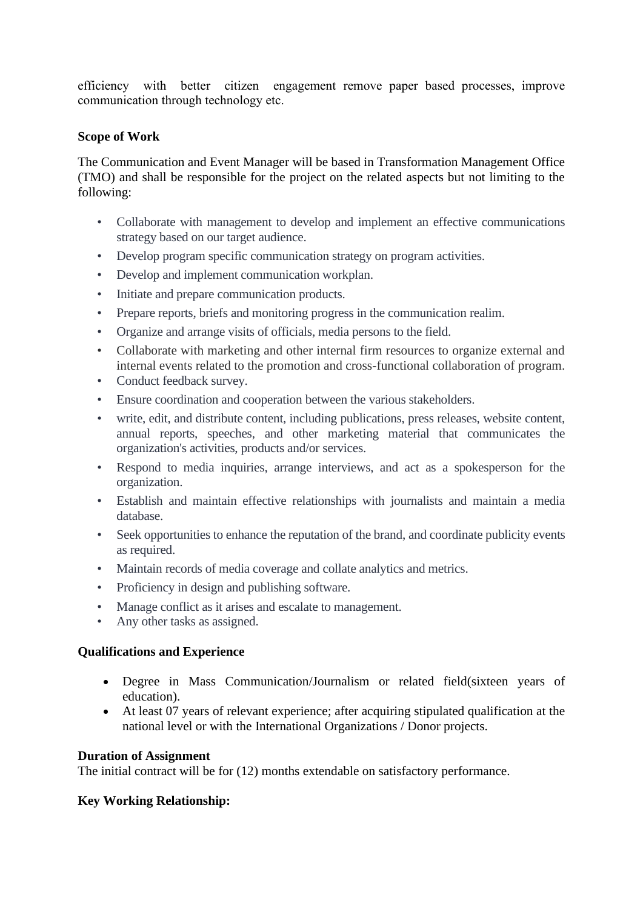efficiency with better citizen engagement remove paper based processes, improve communication through technology etc.

**Scope of Work**

The Communication and Event Manager will be based in Transformation Management Office (TMO) and shall be responsible for the project on the related aspects but not limiting to the following:

- Collaborate with management to develop and implement an effective communications strategy based on our target audience.
- Develop program specific communication strategy on program activities.
- Develop and implement communication workplan.
- Initiate and prepare communication products.
- Prepare reports, briefs and monitoring progress in the communication realim.
- Organize and arrange visits of officials, media persons to the field.
- Collaborate with marketing and other internal firm resources to organize external and internal events related to the promotion and cross-functional collaboration of program.
- Conduct feedback survey.
- Ensure coordination and cooperation between the various stakeholders.
- write, edit, and distribute content, including publications, press releases, website content, annual reports, speeches, and other marketing material that communicates the organization's activities, products and/or services.
- Respond to media inquiries, arrange interviews, and act as a spokesperson for the organization.
- Establish and maintain effective relationships with journalists and maintain a media database.
- Seek opportunities to enhance the reputation of the brand, and coordinate publicity events as required.
- Maintain records of media coverage and collate analytics and metrics.
- Proficiency in design and publishing software.
- Manage conflict as it arises and escalate to management.
- Any other tasks as assigned.

**Qualifications and Experience**

- Degree in Mass Communication/Journalism or related field(sixteen years of education).
- At least 07 years of relevant experience; after acquiring stipulated qualification at the national level or with the International Organizations / Donor projects.

**Duration of Assignment**

The initial contract will be for (12) months extendable on satisfactory performance.

**Key Working Relationship:**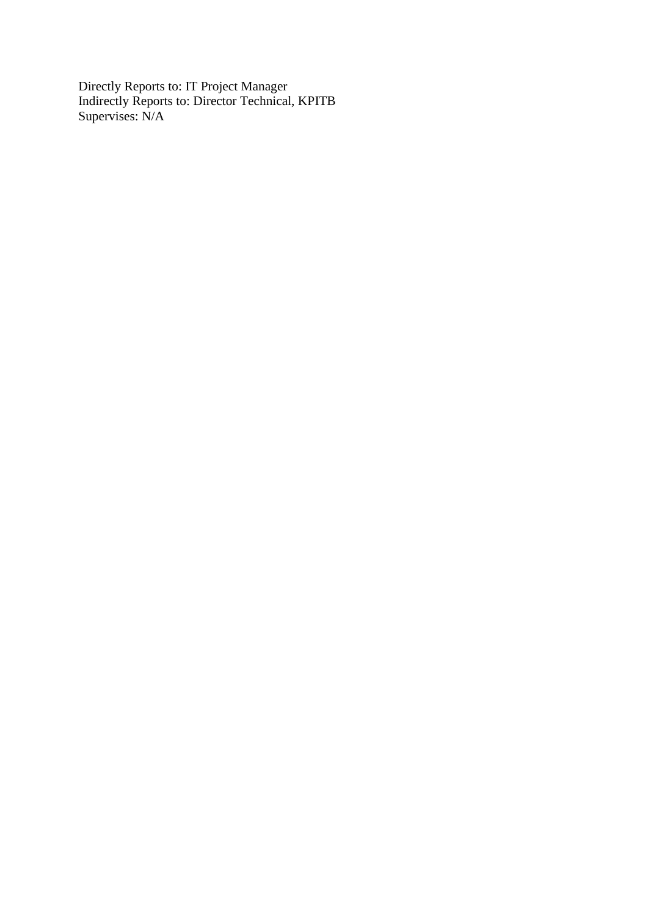Directly Reports to: IT Project Manager
Indirectly Reports to: Director Technical, KPITB
Supervises: N/A